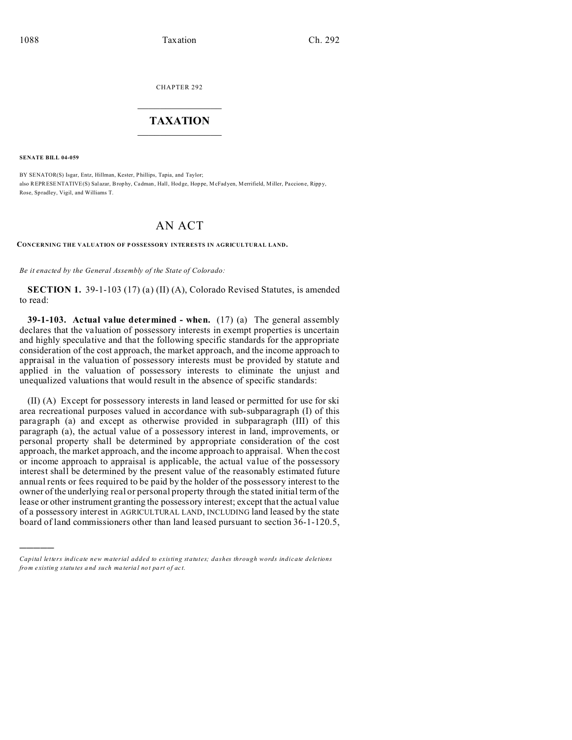CHAPTER 292

# TAXATION

**SENATE BILL 04-059**

BY SENATOR(S) Isgar, Entz, Hillman, Kester, Phillips, Tapia, and Taylor;
also REPRESENTATIVE(S) Salazar, Brophy, Cadman, Hall, Hodge, Hoppe, McFadyen, Merrifield, Miller, Paccione, Rippy, Rose, Spradley, Vigil, and Williams T.

# AN ACT

**CONCERNING THE VALUATION OF POSSESSORY INTERESTS IN AGRICULTURAL LAND.**

*Be it enacted by the General Assembly of the State of Colorado:*

**SECTION 1.** 39-1-103 (17) (a) (II) (A), Colorado Revised Statutes, is amended to read:

**39-1-103. Actual value determined - when.** (17) (a) The general assembly declares that the valuation of possessory interests in exempt properties is uncertain and highly speculative and that the following specific standards for the appropriate consideration of the cost approach, the market approach, and the income approach to appraisal in the valuation of possessory interests must be provided by statute and applied in the valuation of possessory interests to eliminate the unjust and unequalized valuations that would result in the absence of specific standards:

(II) (A) Except for possessory interests in land leased or permitted for use for ski area recreational purposes valued in accordance with sub-subparagraph (I) of this paragraph (a) and except as otherwise provided in subparagraph (III) of this paragraph (a), the actual value of a possessory interest in land, improvements, or personal property shall be determined by appropriate consideration of the cost approach, the market approach, and the income approach to appraisal. When the cost or income approach to appraisal is applicable, the actual value of the possessory interest shall be determined by the present value of the reasonably estimated future annual rents or fees required to be paid by the holder of the possessory interest to the owner of the underlying real or personal property through the stated initial term of the lease or other instrument granting the possessory interest; except that the actual value of a possessory interest in AGRICULTURAL LAND, INCLUDING land leased by the state board of land commissioners other than land leased pursuant to section 36-1-120.5,

---

*Capital letters indicate new material added to existing statutes; dashes through words indicate deletions from existing statutes and such material not part of act.*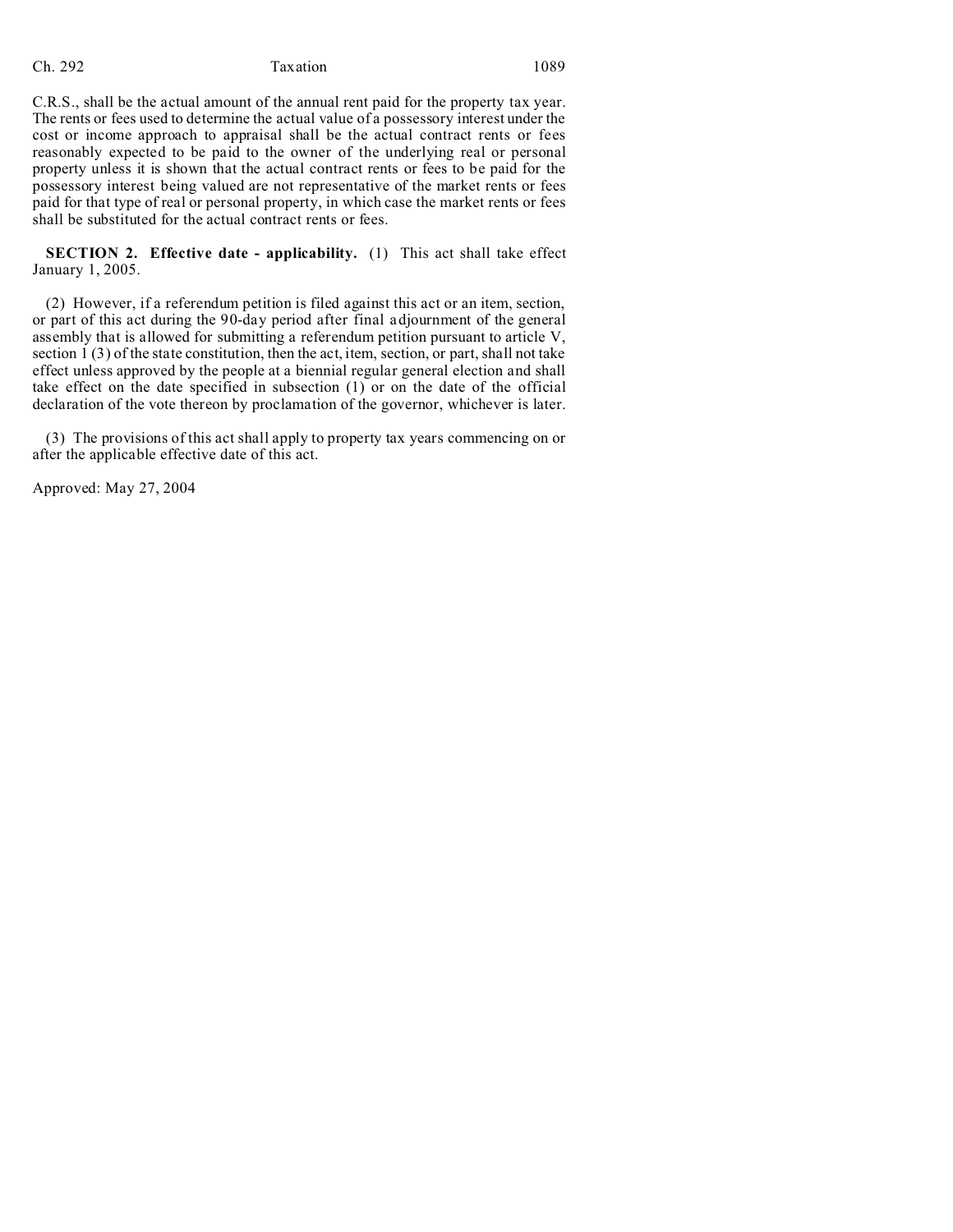C.R.S., shall be the actual amount of the annual rent paid for the property tax year. The rents or fees used to determine the actual value of a possessory interest under the cost or income approach to appraisal shall be the actual contract rents or fees reasonably expected to be paid to the owner of the underlying real or personal property unless it is shown that the actual contract rents or fees to be paid for the possessory interest being valued are not representative of the market rents or fees paid for that type of real or personal property, in which case the market rents or fees shall be substituted for the actual contract rents or fees.

**SECTION 2. Effective date - applicability.** (1) This act shall take effect January 1, 2005.

(2) However, if a referendum petition is filed against this act or an item, section, or part of this act during the 90-day period after final adjournment of the general assembly that is allowed for submitting a referendum petition pursuant to article V, section 1 (3) of the state constitution, then the act, item, section, or part, shall not take effect unless approved by the people at a biennial regular general election and shall take effect on the date specified in subsection (1) or on the date of the official declaration of the vote thereon by proclamation of the governor, whichever is later.

(3) The provisions of this act shall apply to property tax years commencing on or after the applicable effective date of this act.

Approved: May 27, 2004